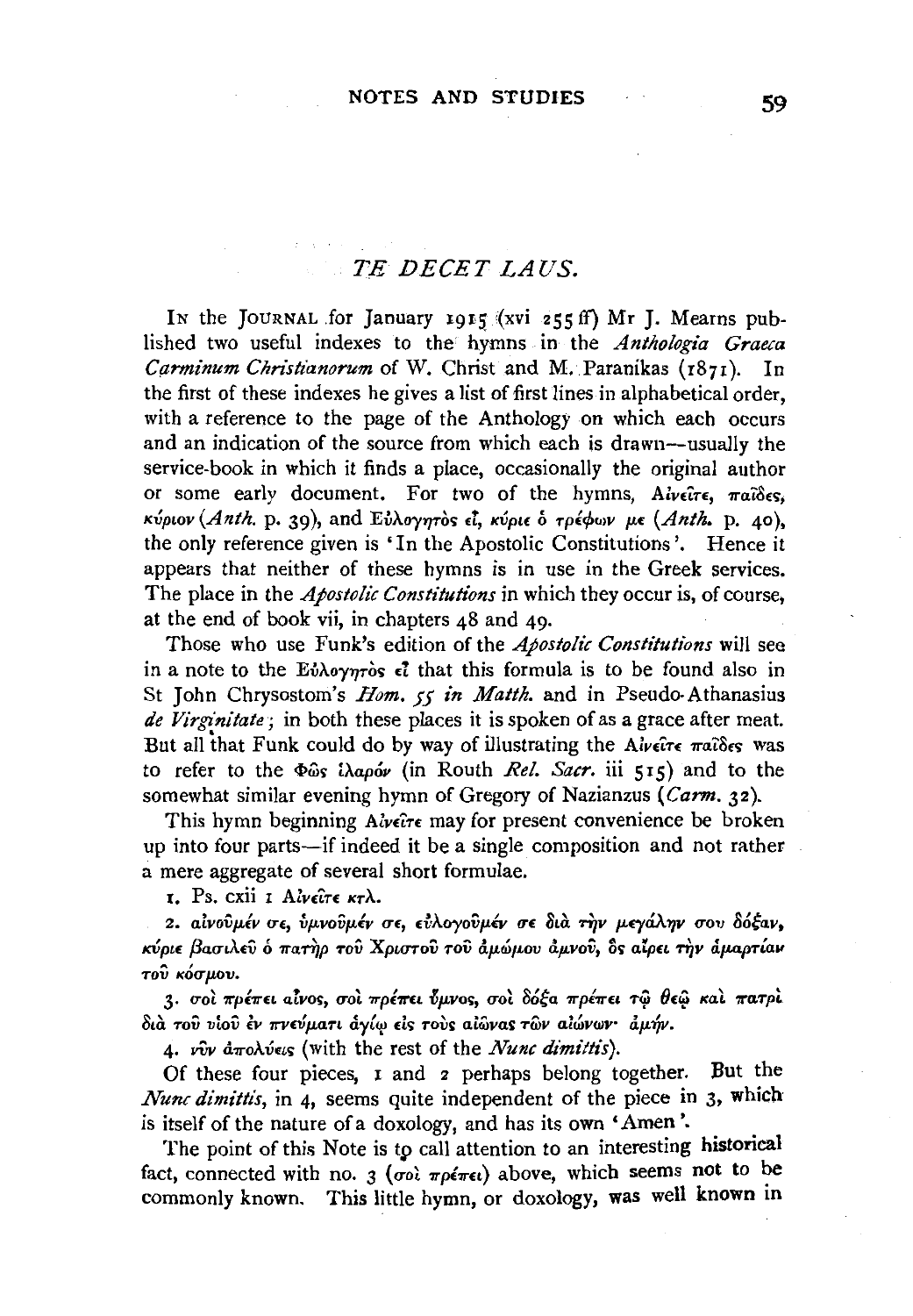## *TE DECET LAUS.*

IN the JOURNAL for January 1915 (xvi 255 ff) Mr J. Mearns published two useful indexes to the hymns in the *Anthologia Graeca Carminum Christianorum* of W. Christ and M. Paranikas (1871). In the first of these indexes he gives a list of first lines in alphabetical order, with a reference to the page of the Anthology on which each occurs and an indication of the source from which each is drawn—usually the service-book in which it finds a place, occasionally the original author or some early document. For two of the hymns, Αἰνεῖτε, παῖδες, κύριον (*Anth.* p. 39), and Εὐλογητὸς εἶ, κύριε ὁ τρέφων με (*Anth.* p. 40), the only reference given is 'In the Apostolic Constitutions'. Hence it appears that neither of these hymns is in use in the Greek services. The place in the *Apostolic Constitutions* in which they occur is, of course, at the end of book vii, in chapters 48 and 49.

Those who use Funk's edition of the *Apostolic Constitutions* will see in a note to the Εὐλογητὸς εἶ that this formula is to be found also in St John Chrysostom's *Hom. 55 in Matth.* and in Pseudo-Athanasius *de Virginitate*; in both these places it is spoken of as a grace after meat. But all that Funk could do by way of illustrating the Αἰνεῖτε παῖδες was to refer to the Φῶς ἱλαρόν (in Routh *Rel. Sacr.* iii 515) and to the somewhat similar evening hymn of Gregory of Nazianzus (*Carm.* 32).

This hymn beginning Αἰνεῖτε may for present convenience be broken up into four parts—if indeed it be a single composition and not rather a mere aggregate of several short formulae.

1. Ps. cxii 1 Αἰνεῖτε κτλ.

2. αἰνοῦμέν σε, ὑμνοῦμέν σε, εὐλογοῦμέν σε διὰ τὴν μεγάλην σου δόξαν, κύριε βασιλεῦ ὁ πατὴρ τοῦ Χριστοῦ τοῦ ἀμώμου ἀμνοῦ, ὃς αἴρει τὴν ἁμαρτίαν τοῦ κόσμου.

3. σοὶ πρέπει αἶνος, σοὶ πρέπει ὕμνος, σοὶ δόξα πρέπει τῷ θεῷ καὶ πατρὶ διὰ τοῦ υἱοῦ ἐν πνεύματι ἁγίῳ εἰς τοὺς αἰῶνας τῶν αἰώνων· ἀμήν.

4. νῦν ἀπολύεις (with the rest of the *Nunc dimittis*).

Of these four pieces, 1 and 2 perhaps belong together. But the *Nunc dimittis*, in 4, seems quite independent of the piece in 3, which is itself of the nature of a doxology, and has its own 'Amen'.

The point of this Note is to call attention to an interesting historical fact, connected with no. 3 (σοὶ πρέπει) above, which seems not to be commonly known. This little hymn, or doxology, was well known in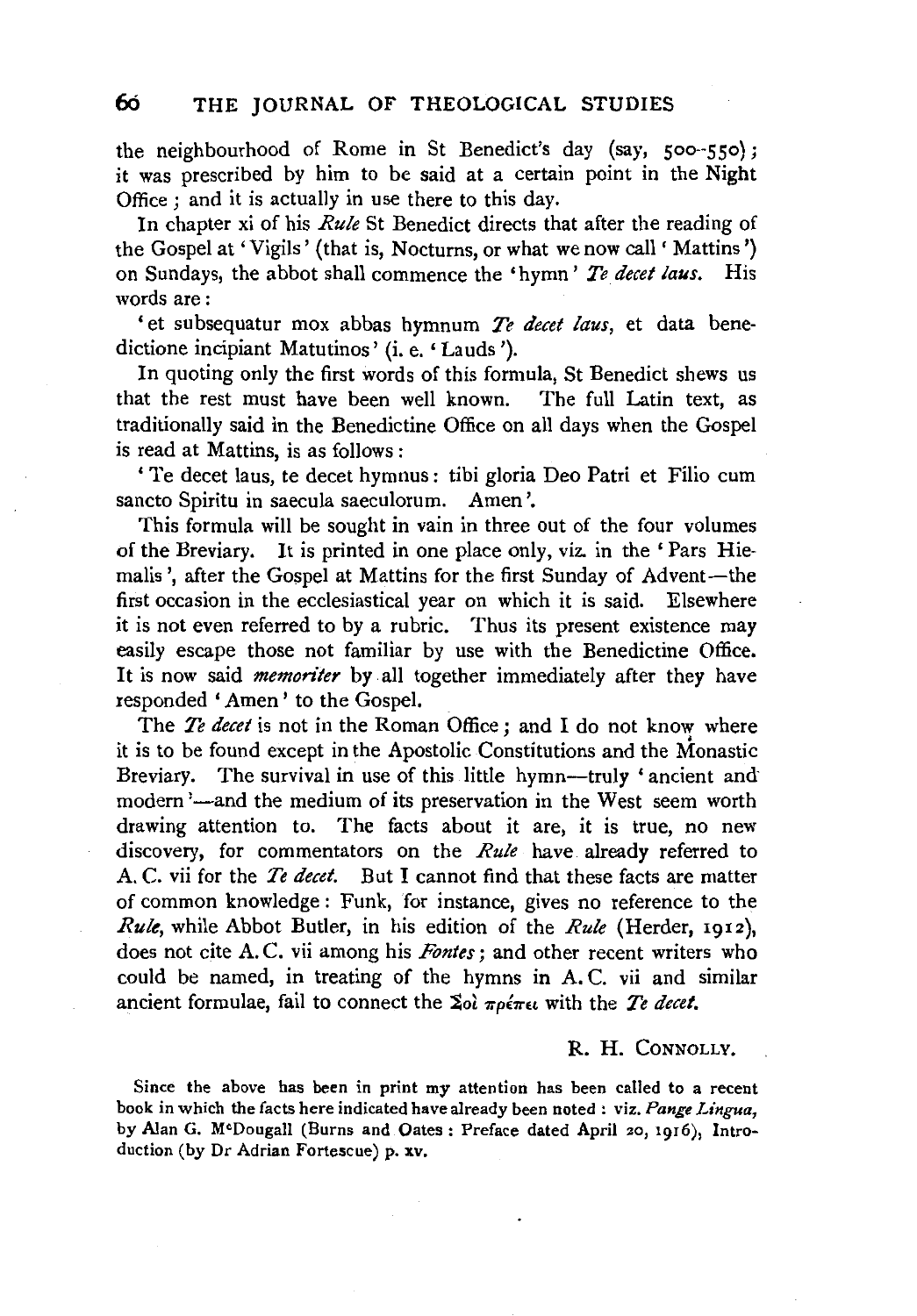the neighbourhood of Rome in St Benedict's day (say, 500–550); it was prescribed by him to be said at a certain point in the Night Office; and it is actually in use there to this day.

In chapter xi of his *Rule* St Benedict directs that after the reading of the Gospel at 'Vigils' (that is, Nocturns, or what we now call 'Mattins') on Sundays, the abbot shall commence the 'hymn' *Te decet laus*. His words are:

'et subsequatur mox abbas hymnum *Te decet laus*, et data benedictione incipiant Matutinos' (i. e. 'Lauds').

In quoting only the first words of this formula, St Benedict shews us that the rest must have been well known. The full Latin text, as traditionally said in the Benedictine Office on all days when the Gospel is read at Mattins, is as follows:

'Te decet laus, te decet hymnus: tibi gloria Deo Patri et Filio cum sancto Spiritu in saecula saeculorum. Amen'.

This formula will be sought in vain in three out of the four volumes of the Breviary. It is printed in one place only, viz. in the 'Pars Hiemalis', after the Gospel at Mattins for the first Sunday of Advent—the first occasion in the ecclesiastical year on which it is said. Elsewhere it is not even referred to by a rubric. Thus its present existence may easily escape those not familiar by use with the Benedictine Office. It is now said *memoriter* by all together immediately after they have responded 'Amen' to the Gospel.

The *Te decet* is not in the Roman Office; and I do not know where it is to be found except in the Apostolic Constitutions and the Monastic Breviary. The survival in use of this little hymn—truly 'ancient and modern'—and the medium of its preservation in the West seem worth drawing attention to. The facts about it are, it is true, no new discovery, for commentators on the *Rule* have already referred to A. C. vii for the *Te decet*. But I cannot find that these facts are matter of common knowledge: Funk, for instance, gives no reference to the *Rule*, while Abbot Butler, in his edition of the *Rule* (Herder, 1912), does not cite A. C. vii among his *Fontes*; and other recent writers who could be named, in treating of the hymns in A. C. vii and similar ancient formulae, fail to connect the Σοὶ πρέπει with the *Te decet*.

R. H. Connolly.

Since the above has been in print my attention has been called to a recent book in which the facts here indicated have already been noted: viz. *Pange Lingua*, by Alan G. McDougall (Burns and Oates: Preface dated April 20, 1916), Introduction (by Dr Adrian Fortescue) p. xv.